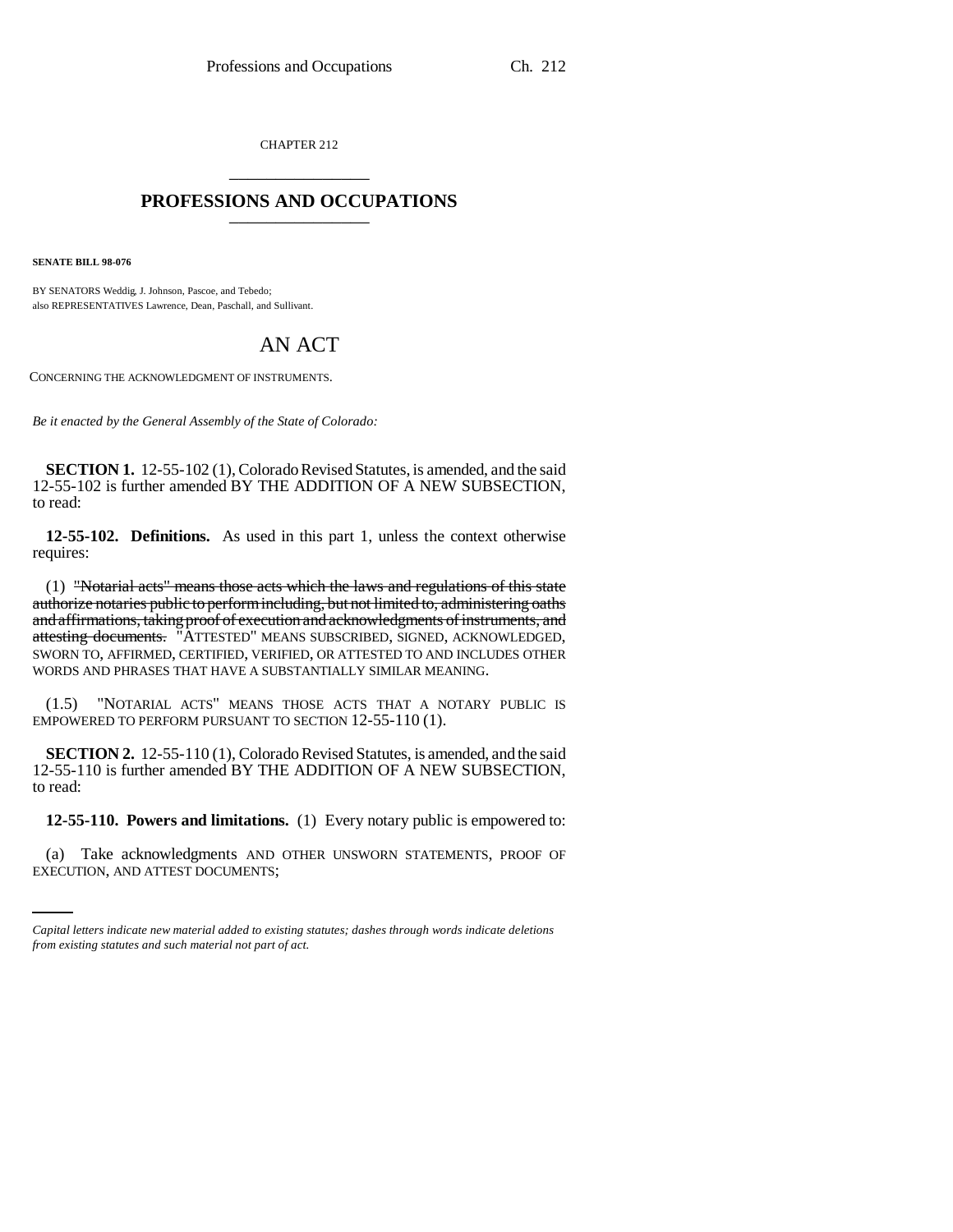CHAPTER 212

# PROFESSIONS AND OCCUPATIONS

**SENATE BILL 98-076**

BY SENATORS Weddig, J. Johnson, Pascoe, and Tebedo;
also REPRESENTATIVES Lawrence, Dean, Paschall, and Sullivant.

## AN ACT

CONCERNING THE ACKNOWLEDGMENT OF INSTRUMENTS.

*Be it enacted by the General Assembly of the State of Colorado:*

**SECTION 1.** 12-55-102 (1), Colorado Revised Statutes, is amended, and the said 12-55-102 is further amended BY THE ADDITION OF A NEW SUBSECTION, to read:

**12-55-102. Definitions.** As used in this part 1, unless the context otherwise requires:

(1) ~~"Notarial acts" means those acts which the laws and regulations of this state authorize notaries public to perform including, but not limited to, administering oaths and affirmations, taking proof of execution and acknowledgments of instruments, and attesting documents.~~ "ATTESTED" MEANS SUBSCRIBED, SIGNED, ACKNOWLEDGED, SWORN TO, AFFIRMED, CERTIFIED, VERIFIED, OR ATTESTED TO AND INCLUDES OTHER WORDS AND PHRASES THAT HAVE A SUBSTANTIALLY SIMILAR MEANING.

(1.5) "NOTARIAL ACTS" MEANS THOSE ACTS THAT A NOTARY PUBLIC IS EMPOWERED TO PERFORM PURSUANT TO SECTION 12-55-110 (1).

**SECTION 2.** 12-55-110 (1), Colorado Revised Statutes, is amended, and the said 12-55-110 is further amended BY THE ADDITION OF A NEW SUBSECTION, to read:

**12-55-110. Powers and limitations.** (1) Every notary public is empowered to:

(a) Take acknowledgments AND OTHER UNSWORN STATEMENTS, PROOF OF EXECUTION, AND ATTEST DOCUMENTS;

*Capital letters indicate new material added to existing statutes; dashes through words indicate deletions from existing statutes and such material not part of act.*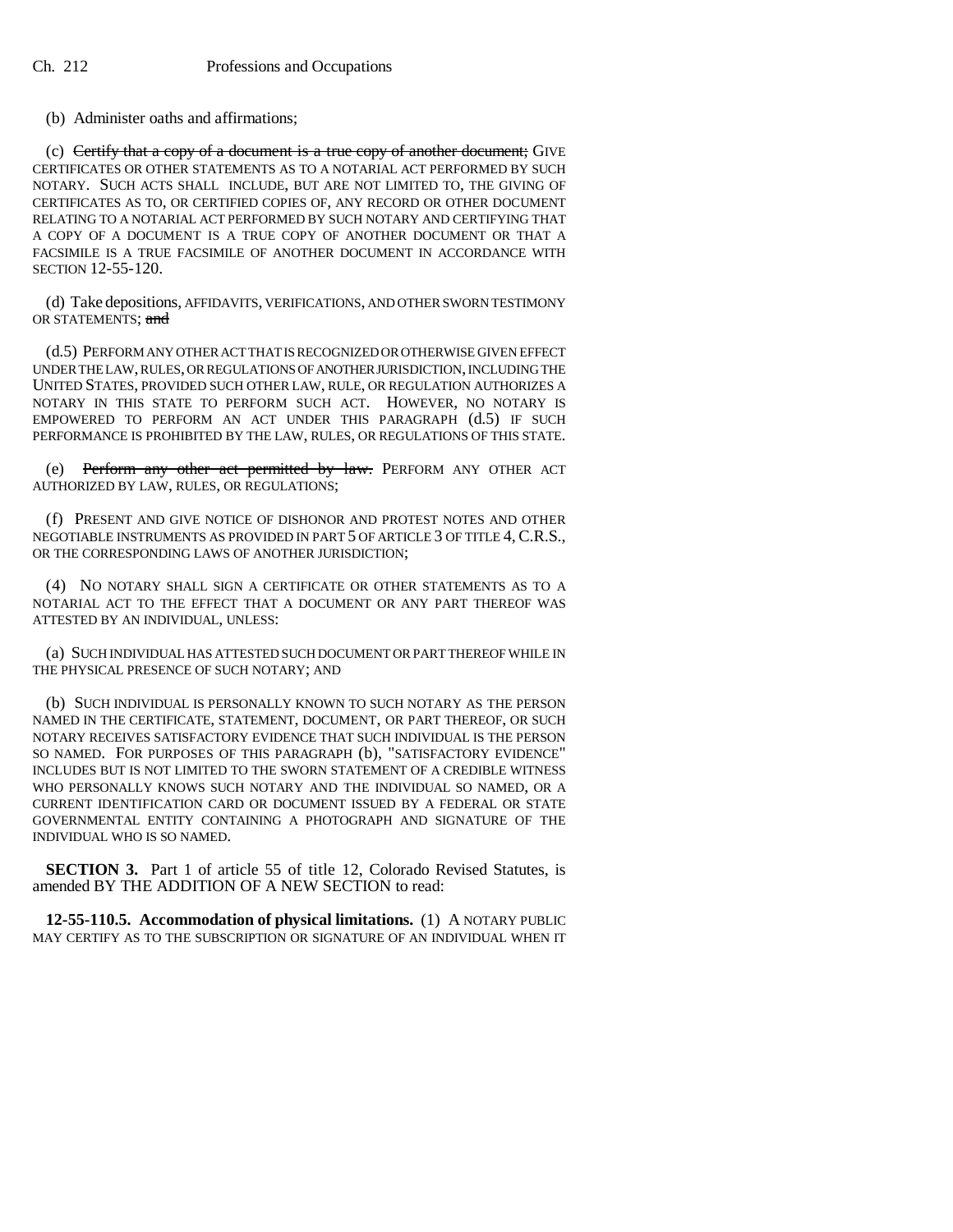(b) Administer oaths and affirmations;

(c) ~~Certify that a copy of a document is a true copy of another document;~~ GIVE CERTIFICATES OR OTHER STATEMENTS AS TO A NOTARIAL ACT PERFORMED BY SUCH NOTARY. SUCH ACTS SHALL INCLUDE, BUT ARE NOT LIMITED TO, THE GIVING OF CERTIFICATES AS TO, OR CERTIFIED COPIES OF, ANY RECORD OR OTHER DOCUMENT RELATING TO A NOTARIAL ACT PERFORMED BY SUCH NOTARY AND CERTIFYING THAT A COPY OF A DOCUMENT IS A TRUE COPY OF ANOTHER DOCUMENT OR THAT A FACSIMILE IS A TRUE FACSIMILE OF ANOTHER DOCUMENT IN ACCORDANCE WITH SECTION 12-55-120.

(d) Take depositions, AFFIDAVITS, VERIFICATIONS, AND OTHER SWORN TESTIMONY OR STATEMENTS; ~~and~~

(d.5) PERFORM ANY OTHER ACT THAT IS RECOGNIZED OR OTHERWISE GIVEN EFFECT UNDER THE LAW, RULES, OR REGULATIONS OF ANOTHER JURISDICTION, INCLUDING THE UNITED STATES, PROVIDED SUCH OTHER LAW, RULE, OR REGULATION AUTHORIZES A NOTARY IN THIS STATE TO PERFORM SUCH ACT. HOWEVER, NO NOTARY IS EMPOWERED TO PERFORM AN ACT UNDER THIS PARAGRAPH (d.5) IF SUCH PERFORMANCE IS PROHIBITED BY THE LAW, RULES, OR REGULATIONS OF THIS STATE.

(e) ~~Perform any other act permitted by law.~~ PERFORM ANY OTHER ACT AUTHORIZED BY LAW, RULES, OR REGULATIONS;

(f) PRESENT AND GIVE NOTICE OF DISHONOR AND PROTEST NOTES AND OTHER NEGOTIABLE INSTRUMENTS AS PROVIDED IN PART 5 OF ARTICLE 3 OF TITLE 4, C.R.S., OR THE CORRESPONDING LAWS OF ANOTHER JURISDICTION;

(4) NO NOTARY SHALL SIGN A CERTIFICATE OR OTHER STATEMENTS AS TO A NOTARIAL ACT TO THE EFFECT THAT A DOCUMENT OR ANY PART THEREOF WAS ATTESTED BY AN INDIVIDUAL, UNLESS:

(a) SUCH INDIVIDUAL HAS ATTESTED SUCH DOCUMENT OR PART THEREOF WHILE IN THE PHYSICAL PRESENCE OF SUCH NOTARY; AND

(b) SUCH INDIVIDUAL IS PERSONALLY KNOWN TO SUCH NOTARY AS THE PERSON NAMED IN THE CERTIFICATE, STATEMENT, DOCUMENT, OR PART THEREOF, OR SUCH NOTARY RECEIVES SATISFACTORY EVIDENCE THAT SUCH INDIVIDUAL IS THE PERSON SO NAMED. FOR PURPOSES OF THIS PARAGRAPH (b), "SATISFACTORY EVIDENCE" INCLUDES BUT IS NOT LIMITED TO THE SWORN STATEMENT OF A CREDIBLE WITNESS WHO PERSONALLY KNOWS SUCH NOTARY AND THE INDIVIDUAL SO NAMED, OR A CURRENT IDENTIFICATION CARD OR DOCUMENT ISSUED BY A FEDERAL OR STATE GOVERNMENTAL ENTITY CONTAINING A PHOTOGRAPH AND SIGNATURE OF THE INDIVIDUAL WHO IS SO NAMED.

**SECTION 3.** Part 1 of article 55 of title 12, Colorado Revised Statutes, is amended BY THE ADDITION OF A NEW SECTION to read:

**12-55-110.5. Accommodation of physical limitations.** (1) A NOTARY PUBLIC MAY CERTIFY AS TO THE SUBSCRIPTION OR SIGNATURE OF AN INDIVIDUAL WHEN IT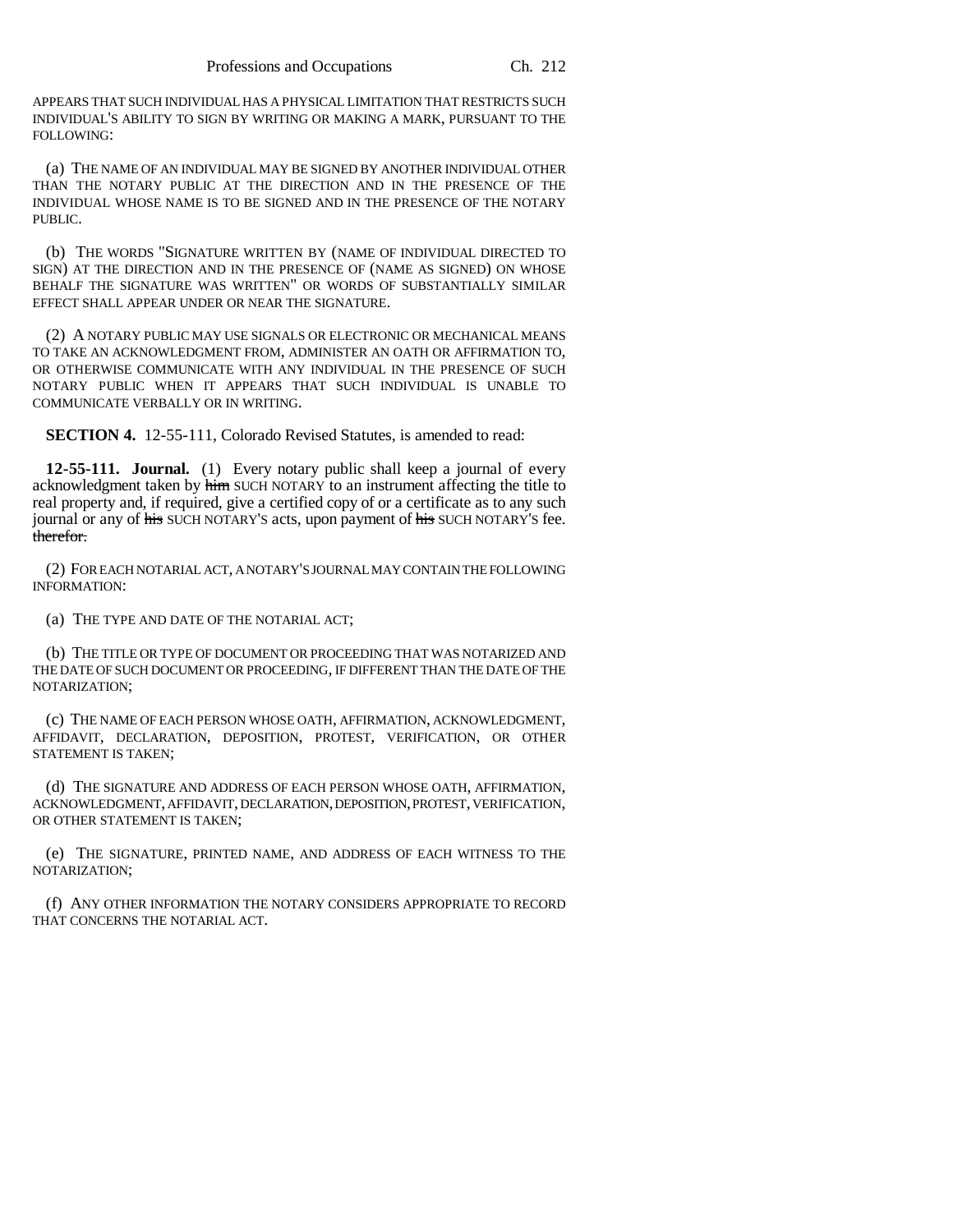APPEARS THAT SUCH INDIVIDUAL HAS A PHYSICAL LIMITATION THAT RESTRICTS SUCH INDIVIDUAL'S ABILITY TO SIGN BY WRITING OR MAKING A MARK, PURSUANT TO THE FOLLOWING:

(a) THE NAME OF AN INDIVIDUAL MAY BE SIGNED BY ANOTHER INDIVIDUAL OTHER THAN THE NOTARY PUBLIC AT THE DIRECTION AND IN THE PRESENCE OF THE INDIVIDUAL WHOSE NAME IS TO BE SIGNED AND IN THE PRESENCE OF THE NOTARY PUBLIC.

(b) THE WORDS "SIGNATURE WRITTEN BY (NAME OF INDIVIDUAL DIRECTED TO SIGN) AT THE DIRECTION AND IN THE PRESENCE OF (NAME AS SIGNED) ON WHOSE BEHALF THE SIGNATURE WAS WRITTEN" OR WORDS OF SUBSTANTIALLY SIMILAR EFFECT SHALL APPEAR UNDER OR NEAR THE SIGNATURE.

(2) A NOTARY PUBLIC MAY USE SIGNALS OR ELECTRONIC OR MECHANICAL MEANS TO TAKE AN ACKNOWLEDGMENT FROM, ADMINISTER AN OATH OR AFFIRMATION TO, OR OTHERWISE COMMUNICATE WITH ANY INDIVIDUAL IN THE PRESENCE OF SUCH NOTARY PUBLIC WHEN IT APPEARS THAT SUCH INDIVIDUAL IS UNABLE TO COMMUNICATE VERBALLY OR IN WRITING.

**SECTION 4.** 12-55-111, Colorado Revised Statutes, is amended to read:

**12-55-111. Journal.** (1) Every notary public shall keep a journal of every acknowledgment taken by ~~him~~ SUCH NOTARY to an instrument affecting the title to real property and, if required, give a certified copy of or a certificate as to any such journal or any of ~~his~~ SUCH NOTARY'S acts, upon payment of ~~his~~ SUCH NOTARY'S fee. ~~therefor.~~

(2) FOR EACH NOTARIAL ACT, A NOTARY'S JOURNAL MAY CONTAIN THE FOLLOWING INFORMATION:

(a) THE TYPE AND DATE OF THE NOTARIAL ACT;

(b) THE TITLE OR TYPE OF DOCUMENT OR PROCEEDING THAT WAS NOTARIZED AND THE DATE OF SUCH DOCUMENT OR PROCEEDING, IF DIFFERENT THAN THE DATE OF THE NOTARIZATION;

(c) THE NAME OF EACH PERSON WHOSE OATH, AFFIRMATION, ACKNOWLEDGMENT, AFFIDAVIT, DECLARATION, DEPOSITION, PROTEST, VERIFICATION, OR OTHER STATEMENT IS TAKEN;

(d) THE SIGNATURE AND ADDRESS OF EACH PERSON WHOSE OATH, AFFIRMATION, ACKNOWLEDGMENT, AFFIDAVIT, DECLARATION, DEPOSITION, PROTEST, VERIFICATION, OR OTHER STATEMENT IS TAKEN;

(e) THE SIGNATURE, PRINTED NAME, AND ADDRESS OF EACH WITNESS TO THE NOTARIZATION;

(f) ANY OTHER INFORMATION THE NOTARY CONSIDERS APPROPRIATE TO RECORD THAT CONCERNS THE NOTARIAL ACT.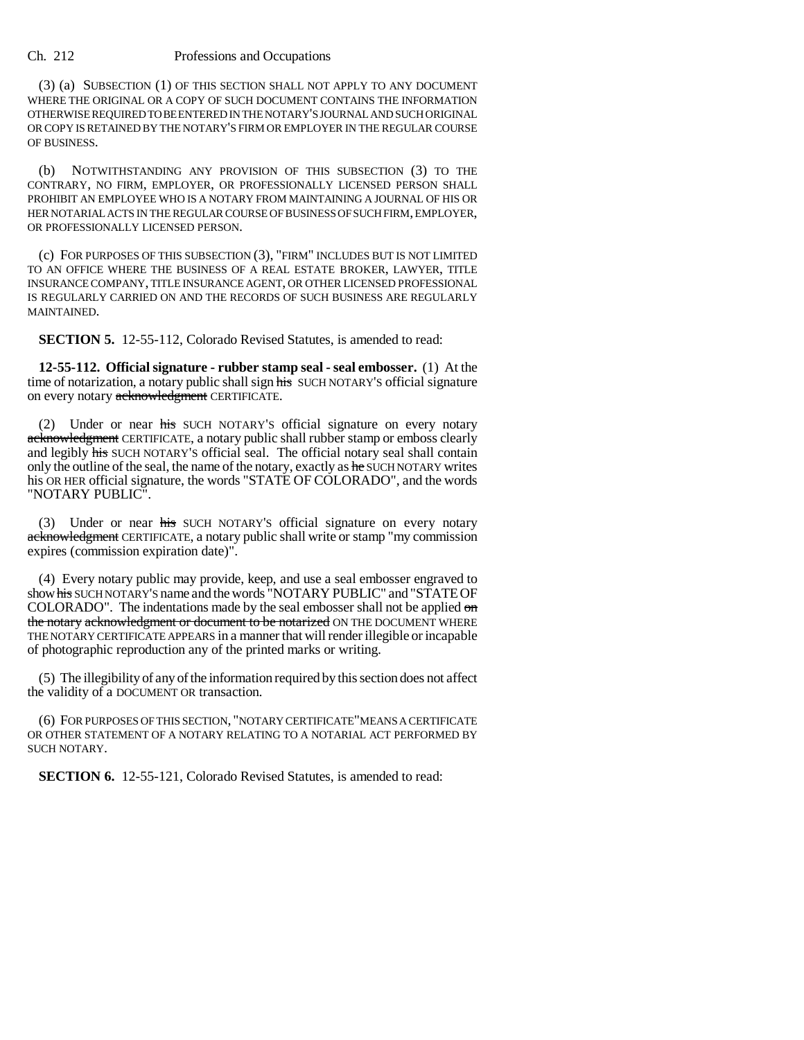(3) (a) SUBSECTION (1) OF THIS SECTION SHALL NOT APPLY TO ANY DOCUMENT WHERE THE ORIGINAL OR A COPY OF SUCH DOCUMENT CONTAINS THE INFORMATION OTHERWISE REQUIRED TO BE ENTERED IN THE NOTARY'S JOURNAL AND SUCH ORIGINAL OR COPY IS RETAINED BY THE NOTARY'S FIRM OR EMPLOYER IN THE REGULAR COURSE OF BUSINESS.

(b) NOTWITHSTANDING ANY PROVISION OF THIS SUBSECTION (3) TO THE CONTRARY, NO FIRM, EMPLOYER, OR PROFESSIONALLY LICENSED PERSON SHALL PROHIBIT AN EMPLOYEE WHO IS A NOTARY FROM MAINTAINING A JOURNAL OF HIS OR HER NOTARIAL ACTS IN THE REGULAR COURSE OF BUSINESS OF SUCH FIRM, EMPLOYER, OR PROFESSIONALLY LICENSED PERSON.

(c) FOR PURPOSES OF THIS SUBSECTION (3), "FIRM" INCLUDES BUT IS NOT LIMITED TO AN OFFICE WHERE THE BUSINESS OF A REAL ESTATE BROKER, LAWYER, TITLE INSURANCE COMPANY, TITLE INSURANCE AGENT, OR OTHER LICENSED PROFESSIONAL IS REGULARLY CARRIED ON AND THE RECORDS OF SUCH BUSINESS ARE REGULARLY MAINTAINED.

**SECTION 5.** 12-55-112, Colorado Revised Statutes, is amended to read:

**12-55-112. Official signature - rubber stamp seal - seal embosser.** (1) At the time of notarization, a notary public shall sign ~~his~~ SUCH NOTARY'S official signature on every notary ~~acknowledgment~~ CERTIFICATE.

(2) Under or near ~~his~~ SUCH NOTARY'S official signature on every notary ~~acknowledgment~~ CERTIFICATE, a notary public shall rubber stamp or emboss clearly and legibly ~~his~~ SUCH NOTARY'S official seal. The official notary seal shall contain only the outline of the seal, the name of the notary, exactly as ~~he~~ SUCH NOTARY writes his OR HER official signature, the words "STATE OF COLORADO", and the words "NOTARY PUBLIC".

(3) Under or near ~~his~~ SUCH NOTARY'S official signature on every notary ~~acknowledgment~~ CERTIFICATE, a notary public shall write or stamp "my commission expires (commission expiration date)".

(4) Every notary public may provide, keep, and use a seal embosser engraved to show ~~his~~ SUCH NOTARY'S name and the words "NOTARY PUBLIC" and "STATE OF COLORADO". The indentations made by the seal embosser shall not be applied ~~on the notary acknowledgment or document to be notarized~~ ON THE DOCUMENT WHERE THE NOTARY CERTIFICATE APPEARS in a manner that will render illegible or incapable of photographic reproduction any of the printed marks or writing.

(5) The illegibility of any of the information required by this section does not affect the validity of a DOCUMENT OR transaction.

(6) FOR PURPOSES OF THIS SECTION, "NOTARY CERTIFICATE" MEANS A CERTIFICATE OR OTHER STATEMENT OF A NOTARY RELATING TO A NOTARIAL ACT PERFORMED BY SUCH NOTARY.

**SECTION 6.** 12-55-121, Colorado Revised Statutes, is amended to read: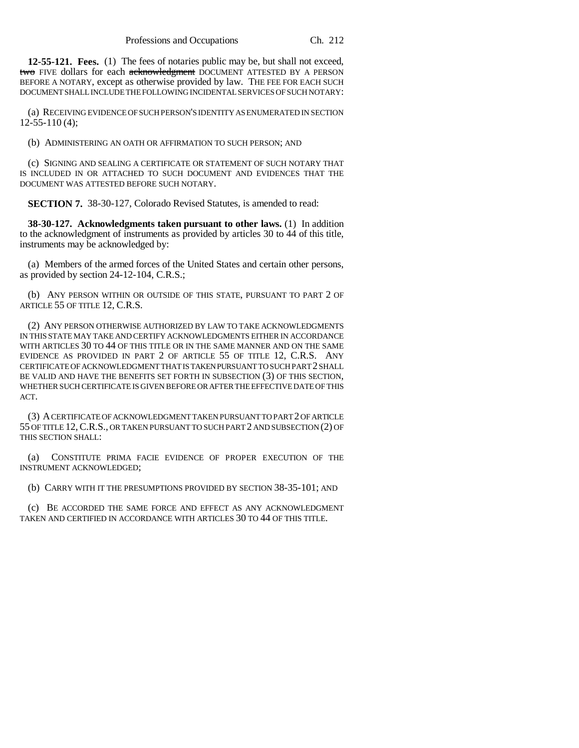**12-55-121. Fees.** (1) The fees of notaries public may be, but shall not exceed, ~~two~~ FIVE dollars for each ~~acknowledgment~~ DOCUMENT ATTESTED BY A PERSON BEFORE A NOTARY, except as otherwise provided by law. THE FEE FOR EACH SUCH DOCUMENT SHALL INCLUDE THE FOLLOWING INCIDENTAL SERVICES OF SUCH NOTARY:

(a) RECEIVING EVIDENCE OF SUCH PERSON'S IDENTITY AS ENUMERATED IN SECTION 12-55-110 (4);

(b) ADMINISTERING AN OATH OR AFFIRMATION TO SUCH PERSON; AND

(c) SIGNING AND SEALING A CERTIFICATE OR STATEMENT OF SUCH NOTARY THAT IS INCLUDED IN OR ATTACHED TO SUCH DOCUMENT AND EVIDENCES THAT THE DOCUMENT WAS ATTESTED BEFORE SUCH NOTARY.

**SECTION 7.** 38-30-127, Colorado Revised Statutes, is amended to read:

**38-30-127. Acknowledgments taken pursuant to other laws.** (1) In addition to the acknowledgment of instruments as provided by articles 30 to 44 of this title, instruments may be acknowledged by:

(a) Members of the armed forces of the United States and certain other persons, as provided by section 24-12-104, C.R.S.;

(b) ANY PERSON WITHIN OR OUTSIDE OF THIS STATE, PURSUANT TO PART 2 OF ARTICLE 55 OF TITLE 12, C.R.S.

(2) ANY PERSON OTHERWISE AUTHORIZED BY LAW TO TAKE ACKNOWLEDGMENTS IN THIS STATE MAY TAKE AND CERTIFY ACKNOWLEDGMENTS EITHER IN ACCORDANCE WITH ARTICLES 30 TO 44 OF THIS TITLE OR IN THE SAME MANNER AND ON THE SAME EVIDENCE AS PROVIDED IN PART 2 OF ARTICLE 55 OF TITLE 12, C.R.S. ANY CERTIFICATE OF ACKNOWLEDGMENT THAT IS TAKEN PURSUANT TO SUCH PART 2 SHALL BE VALID AND HAVE THE BENEFITS SET FORTH IN SUBSECTION (3) OF THIS SECTION, WHETHER SUCH CERTIFICATE IS GIVEN BEFORE OR AFTER THE EFFECTIVE DATE OF THIS ACT.

(3) A CERTIFICATE OF ACKNOWLEDGMENT TAKEN PURSUANT TO PART 2 OF ARTICLE 55 OF TITLE 12, C.R.S., OR TAKEN PURSUANT TO SUCH PART 2 AND SUBSECTION (2) OF THIS SECTION SHALL:

(a) CONSTITUTE PRIMA FACIE EVIDENCE OF PROPER EXECUTION OF THE INSTRUMENT ACKNOWLEDGED;

(b) CARRY WITH IT THE PRESUMPTIONS PROVIDED BY SECTION 38-35-101; AND

(c) BE ACCORDED THE SAME FORCE AND EFFECT AS ANY ACKNOWLEDGMENT TAKEN AND CERTIFIED IN ACCORDANCE WITH ARTICLES 30 TO 44 OF THIS TITLE.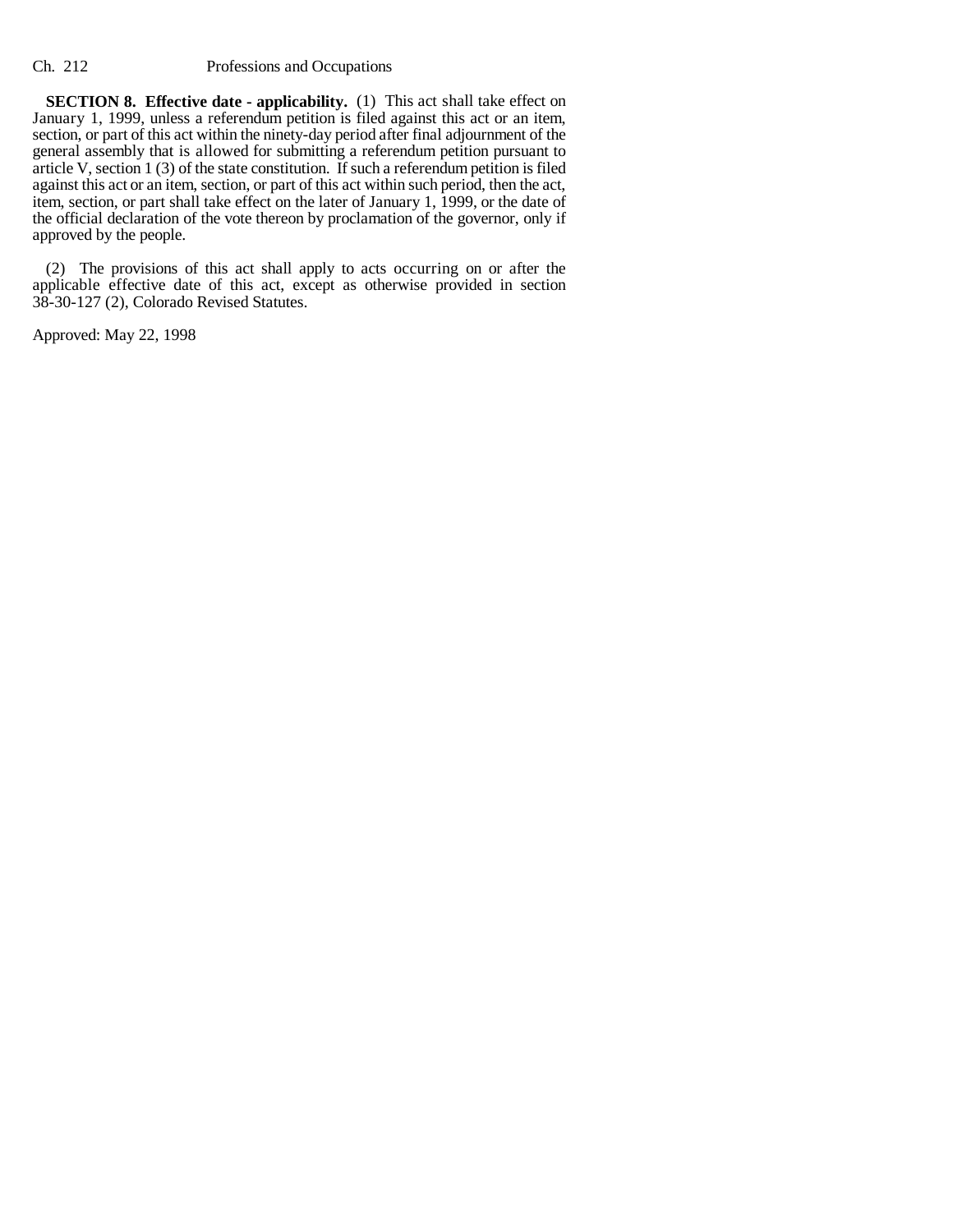**SECTION 8. Effective date - applicability.** (1) This act shall take effect on January 1, 1999, unless a referendum petition is filed against this act or an item, section, or part of this act within the ninety-day period after final adjournment of the general assembly that is allowed for submitting a referendum petition pursuant to article V, section 1 (3) of the state constitution. If such a referendum petition is filed against this act or an item, section, or part of this act within such period, then the act, item, section, or part shall take effect on the later of January 1, 1999, or the date of the official declaration of the vote thereon by proclamation of the governor, only if approved by the people.

(2) The provisions of this act shall apply to acts occurring on or after the applicable effective date of this act, except as otherwise provided in section 38-30-127 (2), Colorado Revised Statutes.

Approved: May 22, 1998